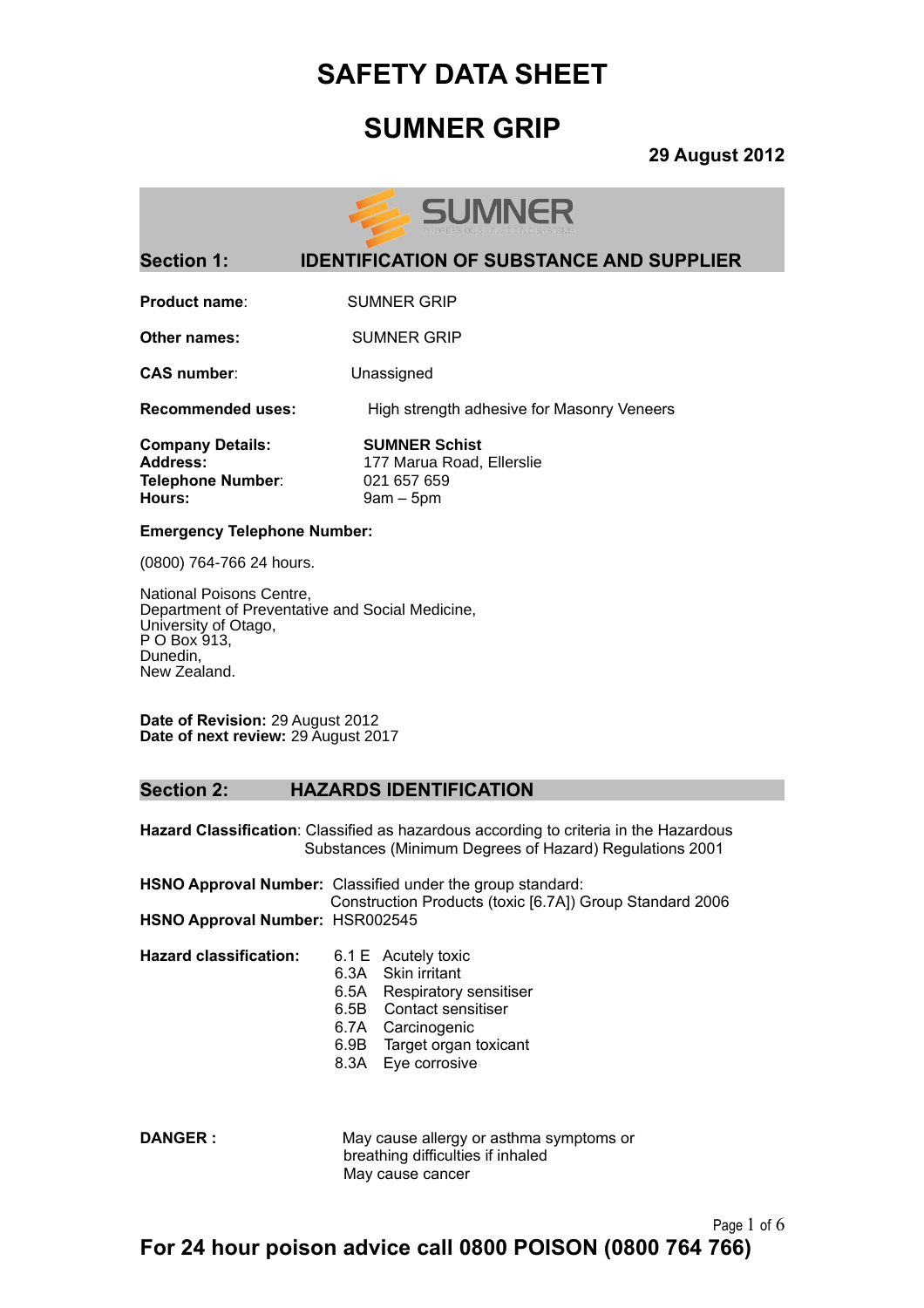# SAFETY DATA SHEET

# SUMNER GRIP

**29 August 2012**

## Section 1: IDENTIFICATION OF SUBSTANCE AND SUPPLIER

**Product name**: SUMNER GRIP

**Other names:** SUMNER GRIP

**CAS number**: Unassigned

**Recommended uses:** High strength adhesive for Masonry Veneers

**Company Details:** **SUMNER Schist**
**Address:** 177 Marua Road, Ellerslie
**Telephone Number**: 021 657 659
**Hours:** 9am – 5pm

**Emergency Telephone Number:**

(0800) 764-766 24 hours.

National Poisons Centre,
Department of Preventative and Social Medicine,
University of Otago,
P O Box 913,
Dunedin,
New Zealand.

**Date of Revision:** 29 August 2012
**Date of next review:** 29 August 2017

## Section 2: HAZARDS IDENTIFICATION

**Hazard Classification**: Classified as hazardous according to criteria in the Hazardous Substances (Minimum Degrees of Hazard) Regulations 2001

**HSNO Approval Number:** Classified under the group standard: Construction Products (toxic [6.7A]) Group Standard 2006
**HSNO Approval Number:** HSR002545

**Hazard classification:**

- 6.1 E Acutely toxic
- 6.3A Skin irritant
- 6.5A Respiratory sensitiser
- 6.5B Contact sensitiser
- 6.7A Carcinogenic
- 6.9B Target organ toxicant
- 8.3A Eye corrosive

**DANGER :** May cause allergy or asthma symptoms or breathing difficulties if inhaled
May cause cancer

**For 24 hour poison advice call 0800 POISON (0800 764 766)**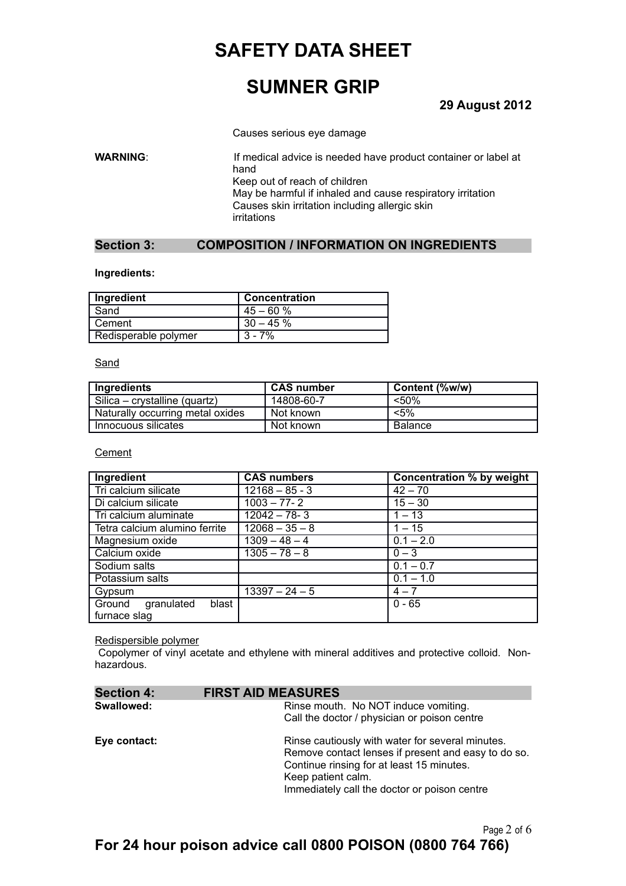Causes serious eye damage

**WARNING**: If medical advice is needed have product container or label at hand
Keep out of reach of children
May be harmful if inhaled and cause respiratory irritation
Causes skin irritation including allergic skin irritations

## Section 3: COMPOSITION / INFORMATION ON INGREDIENTS

**Ingredients:**

| Ingredient | Concentration |
|---|---|
| Sand | 45 – 60 % |
| Cement | 30 – 45 % |
| Redisperable polymer | 3 - 7% |

Sand

| Ingredients | CAS number | Content (%w/w) |
|---|---|---|
| Silica – crystalline (quartz) | 14808-60-7 | <50% |
| Naturally occurring metal oxides | Not known | <5% |
| Innocuous silicates | Not known | Balance |

Cement

| Ingredient | CAS numbers | Concentration % by weight |
|---|---|---|
| Tri calcium silicate | 12168 – 85 - 3 | 42 – 70 |
| Di calcium silicate | 1003 – 77- 2 | 15 – 30 |
| Tri calcium aluminate | 12042 – 78- 3 | 1 – 13 |
| Tetra calcium alumino ferrite | 12068 – 35 – 8 | 1 – 15 |
| Magnesium oxide | 1309 – 48 – 4 | 0.1 – 2.0 |
| Calcium oxide | 1305 – 78 – 8 | 0 – 3 |
| Sodium salts | | 0.1 – 0.7 |
| Potassium salts | | 0.1 – 1.0 |
| Gypsum | 13397 – 24 – 5 | 4 – 7 |
| Ground granulated blast furnace slag | | 0 - 65 |

Redispersible polymer

Copolymer of vinyl acetate and ethylene with mineral additives and protective colloid. Non-hazardous.

## Section 4: FIRST AID MEASURES

**Swallowed:** Rinse mouth. No NOT induce vomiting.
Call the doctor / physician or poison centre

**Eye contact:** Rinse cautiously with water for several minutes.
Remove contact lenses if present and easy to do so.
Continue rinsing for at least 15 minutes.
Keep patient calm.
Immediately call the doctor or poison centre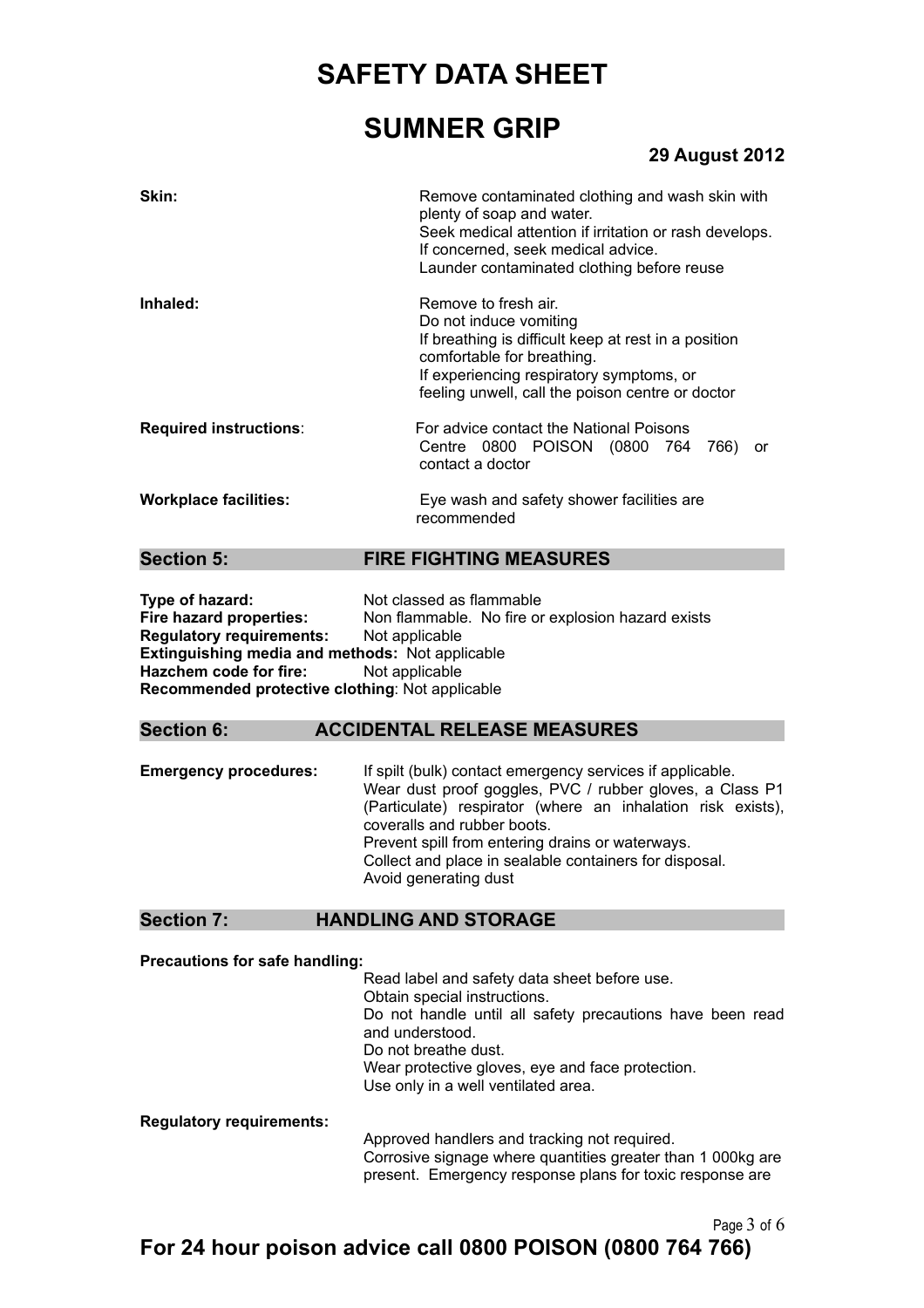| | |
|---|---|
| **Skin:** | Remove contaminated clothing and wash skin with plenty of soap and water.<br>Seek medical attention if irritation or rash develops.<br>If concerned, seek medical advice.<br>Launder contaminated clothing before reuse |
| **Inhaled:** | Remove to fresh air.<br>Do not induce vomiting<br>If breathing is difficult keep at rest in a position comfortable for breathing.<br>If experiencing respiratory symptoms, or feeling unwell, call the poison centre or doctor |
| **Required instructions**: | For advice contact the National Poisons Centre 0800 POISON (0800 764 766) or contact a doctor |
| **Workplace facilities:** | Eye wash and safety shower facilities are recommended |

## Section 5: FIRE FIGHTING MEASURES

**Type of hazard:** Not classed as flammable
**Fire hazard properties:** Non flammable. No fire or explosion hazard exists
**Regulatory requirements:** Not applicable
**Extinguishing media and methods:** Not applicable
**Hazchem code for fire:** Not applicable
**Recommended protective clothing**: Not applicable

## Section 6: ACCIDENTAL RELEASE MEASURES

**Emergency procedures:**
If spilt (bulk) contact emergency services if applicable.
Wear dust proof goggles, PVC / rubber gloves, a Class P1 (Particulate) respirator (where an inhalation risk exists), coveralls and rubber boots.
Prevent spill from entering drains or waterways.
Collect and place in sealable containers for disposal.
Avoid generating dust

## Section 7: HANDLING AND STORAGE

**Precautions for safe handling:**

Read label and safety data sheet before use.
Obtain special instructions.
Do not handle until all safety precautions have been read and understood.
Do not breathe dust.
Wear protective gloves, eye and face protection.
Use only in a well ventilated area.

**Regulatory requirements:**

Approved handlers and tracking not required.
Corrosive signage where quantities greater than 1 000kg are present. Emergency response plans for toxic response are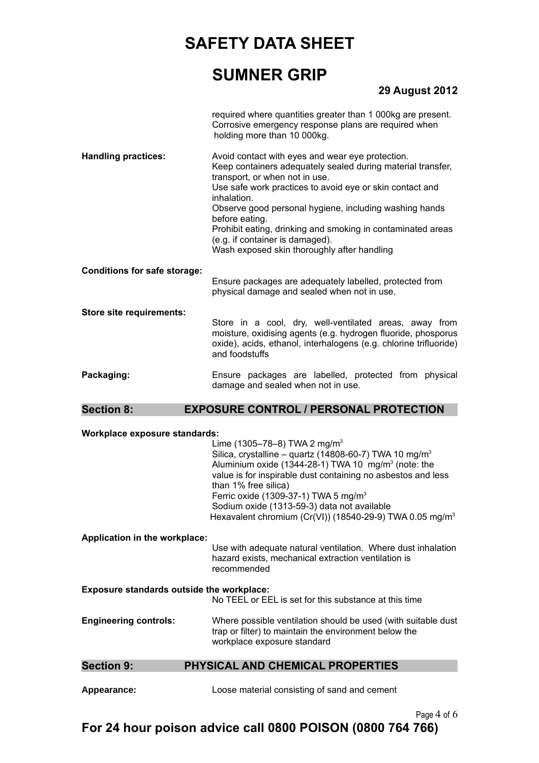required where quantities greater than 1 000kg are present. Corrosive emergency response plans are required when holding more than 10 000kg.

**Handling practices:** Avoid contact with eyes and wear eye protection.
Keep containers adequately sealed during material transfer, transport, or when not in use.
Use safe work practices to avoid eye or skin contact and inhalation.
Observe good personal hygiene, including washing hands before eating.
Prohibit eating, drinking and smoking in contaminated areas (e.g. if container is damaged).
Wash exposed skin thoroughly after handling

**Conditions for safe storage:**
Ensure packages are adequately labelled, protected from physical damage and sealed when not in use.

**Store site requirements:**
Store in a cool, dry, well-ventilated areas, away from moisture, oxidising agents (e.g. hydrogen fluoride, phosporus oxide), acids, ethanol, interhalogens (e.g. chlorine trifluoride) and foodstuffs

**Packaging:** Ensure packages are labelled, protected from physical damage and sealed when not in use.

## Section 8: EXPOSURE CONTROL / PERSONAL PROTECTION

**Workplace exposure standards:**
Lime (1305–78–8) TWA 2 mg/m$^3$
Silica, crystalline – quartz (14808-60-7) TWA 10 mg/m$^3$
Aluminium oxide (1344-28-1) TWA 10 mg/m$^3$ (note: the value is for inspirable dust containing no asbestos and less than 1% free silica)
Ferric oxide (1309-37-1) TWA 5 mg/m$^3$
Sodium oxide (1313-59-3) data not available
Hexavalent chromium (Cr(VI)) (18540-29-9) TWA 0.05 mg/m$^3$

**Application in the workplace:**
Use with adequate natural ventilation. Where dust inhalation hazard exists, mechanical extraction ventilation is recommended

**Exposure standards outside the workplace:**
No TEEL or EEL is set for this substance at this time

**Engineering controls:** Where possible ventilation should be used (with suitable dust trap or filter) to maintain the environment below the workplace exposure standard

## Section 9: PHYSICAL AND CHEMICAL PROPERTIES

**Appearance:** Loose material consisting of sand and cement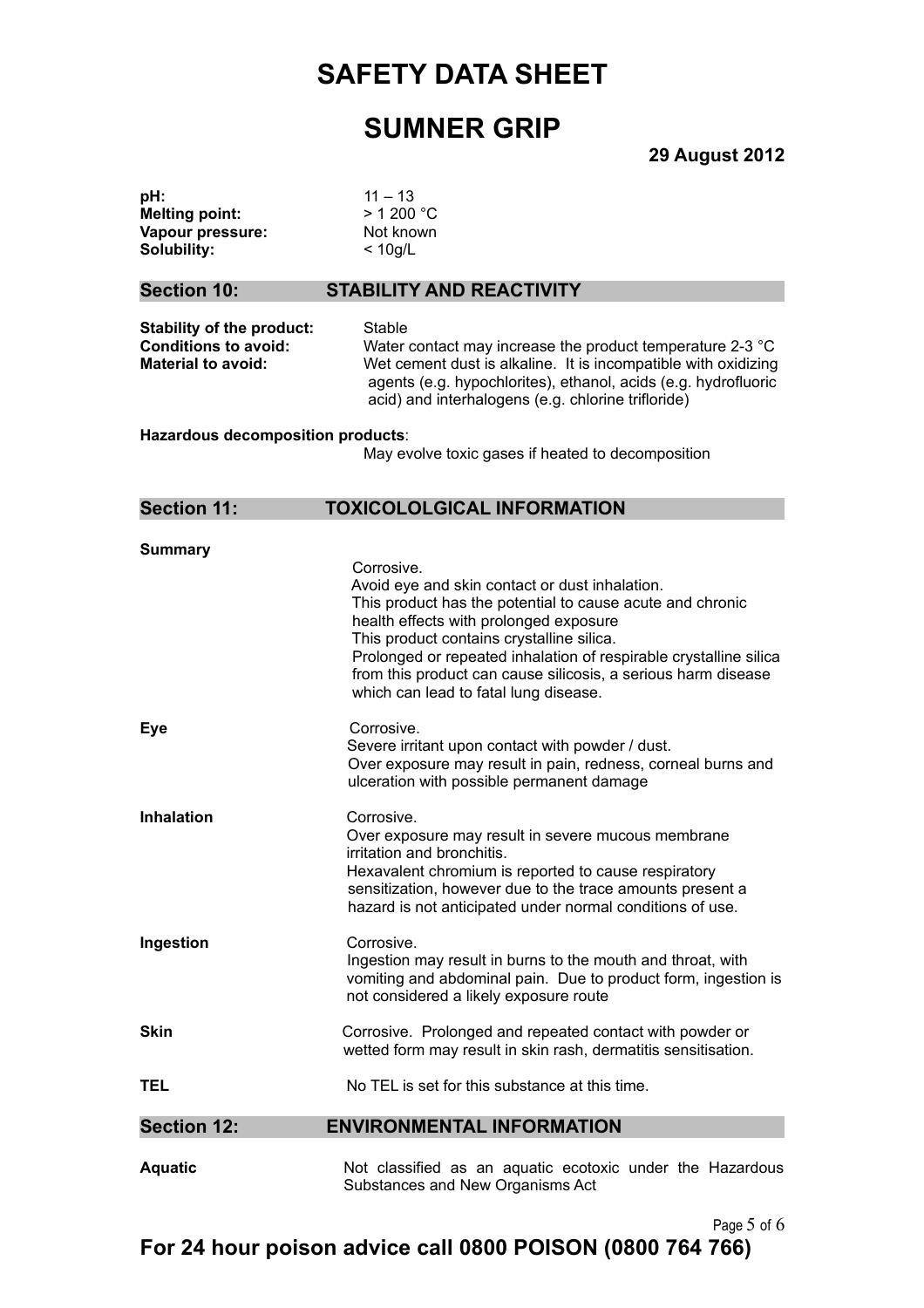# SAFETY DATA SHEET

# SUMNER GRIP

**29 August 2012**

| | |
|---|---|
| **pH:** | 11 – 13 |
| **Melting point:** | > 1 200 °C |
| **Vapour pressure:** | Not known |
| **Solubility:** | < 10g/L |

## Section 10: STABILITY AND REACTIVITY

**Stability of the product:** Stable

**Conditions to avoid:** Water contact may increase the product temperature 2-3 °C

**Material to avoid:** Wet cement dust is alkaline. It is incompatible with oxidizing agents (e.g. hypochlorites), ethanol, acids (e.g. hydrofluoric acid) and interhalogens (e.g. chlorine trifloride)

**Hazardous decomposition products**:
May evolve toxic gases if heated to decomposition

## Section 11: TOXICOLOLGICAL INFORMATION

**Summary**

Corrosive.
Avoid eye and skin contact or dust inhalation.
This product has the potential to cause acute and chronic health effects with prolonged exposure
This product contains crystalline silica.
Prolonged or repeated inhalation of respirable crystalline silica from this product can cause silicosis, a serious harm disease which can lead to fatal lung disease.

**Eye**

Corrosive.
Severe irritant upon contact with powder / dust.
Over exposure may result in pain, redness, corneal burns and ulceration with possible permanent damage

**Inhalation**

Corrosive.
Over exposure may result in severe mucous membrane irritation and bronchitis.
Hexavalent chromium is reported to cause respiratory sensitization, however due to the trace amounts present a hazard is not anticipated under normal conditions of use.

**Ingestion**

Corrosive.
Ingestion may result in burns to the mouth and throat, with vomiting and abdominal pain. Due to product form, ingestion is not considered a likely exposure route

**Skin**

Corrosive. Prolonged and repeated contact with powder or wetted form may result in skin rash, dermatitis sensitisation.

**TEL**

No TEL is set for this substance at this time.

## Section 12: ENVIRONMENTAL INFORMATION

**Aquatic** Not classified as an aquatic ecotoxic under the Hazardous Substances and New Organisms Act

**For 24 hour poison advice call 0800 POISON (0800 764 766)**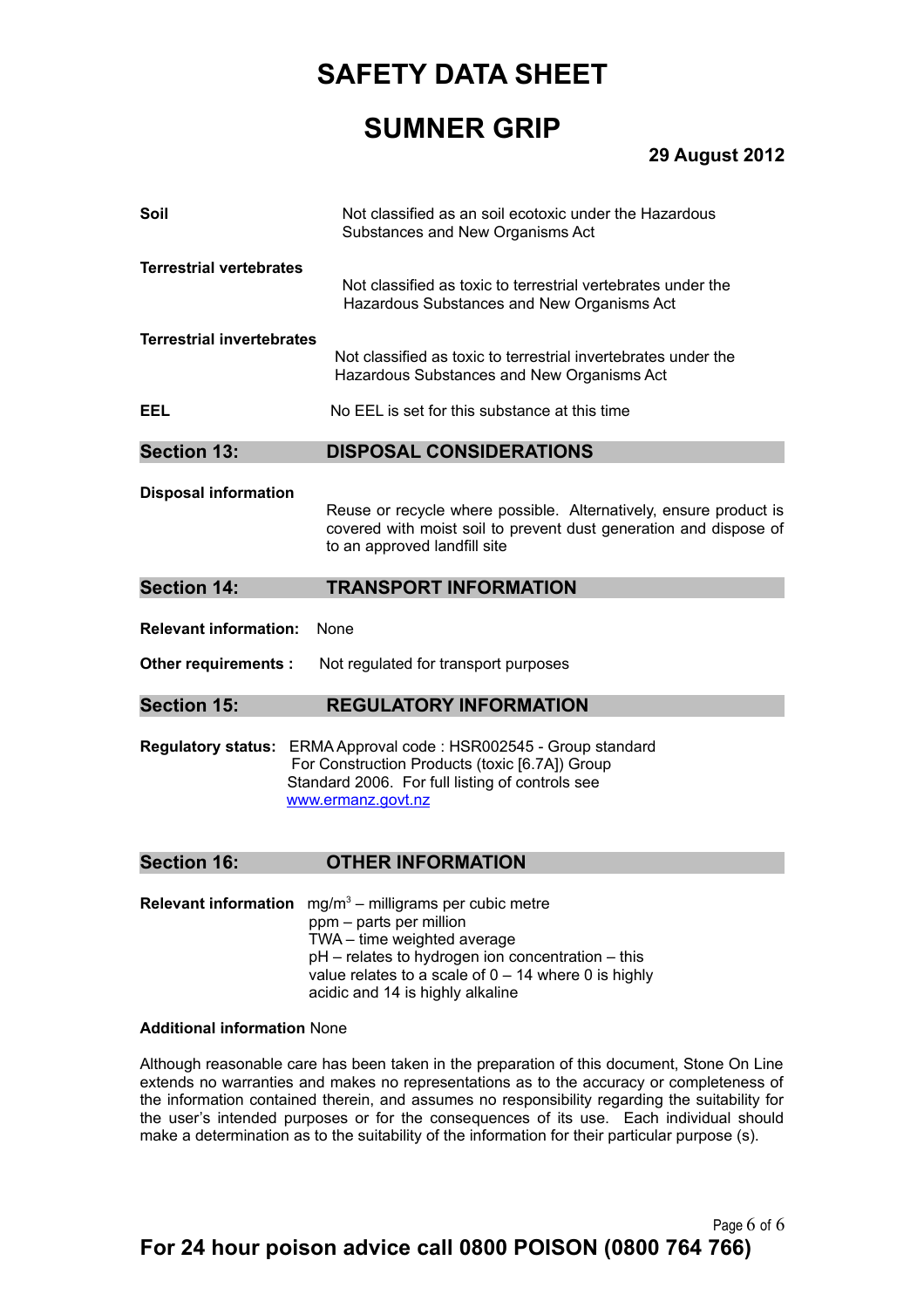**Soil** Not classified as an soil ecotoxic under the Hazardous Substances and New Organisms Act

**Terrestrial vertebrates** Not classified as toxic to terrestrial vertebrates under the Hazardous Substances and New Organisms Act

**Terrestrial invertebrates** Not classified as toxic to terrestrial invertebrates under the Hazardous Substances and New Organisms Act

**EEL** No EEL is set for this substance at this time

## Section 13: DISPOSAL CONSIDERATIONS

**Disposal information** Reuse or recycle where possible. Alternatively, ensure product is covered with moist soil to prevent dust generation and dispose of to an approved landfill site

## Section 14: TRANSPORT INFORMATION

**Relevant information:** None

**Other requirements :** Not regulated for transport purposes

## Section 15: REGULATORY INFORMATION

**Regulatory status:** ERMA Approval code : HSR002545 - Group standard For Construction Products (toxic [6.7A]) Group Standard 2006. For full listing of controls see www.ermanz.govt.nz

## Section 16: OTHER INFORMATION

**Relevant information**
$mg/m^3$ – milligrams per cubic metre
ppm – parts per million
TWA – time weighted average
pH – relates to hydrogen ion concentration – this value relates to a scale of 0 – 14 where 0 is highly acidic and 14 is highly alkaline

**Additional information** None

Although reasonable care has been taken in the preparation of this document, Stone On Line extends no warranties and makes no representations as to the accuracy or completeness of the information contained therein, and assumes no responsibility regarding the suitability for the user's intended purposes or for the consequences of its use. Each individual should make a determination as to the suitability of the information for their particular purpose (s).